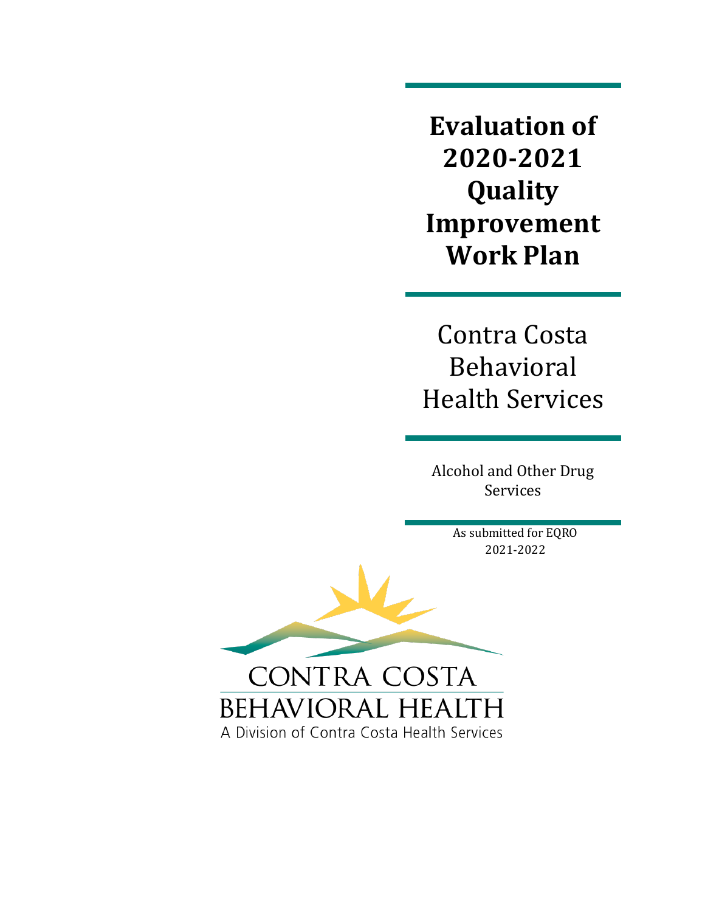# Evaluation of 2020-2021 Quality Improvement Work Plan

## Contra Costa Behavioral Health Services

Alcohol and Other Drug Services

As submitted for EQRO 2021-2022

CONTRA COSTA
BEHAVIORAL HEALTH
A Division of Contra Costa Health Services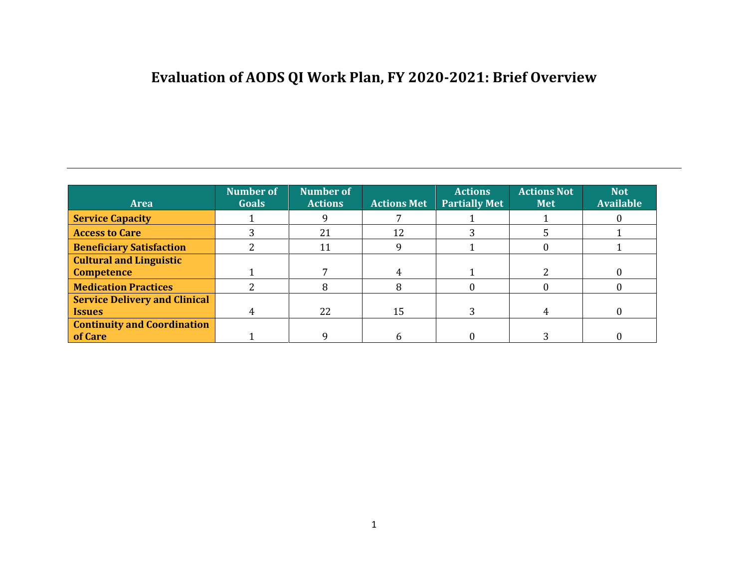# Evaluation of AODS QI Work Plan, FY 2020-2021: Brief Overview

| Area | Number of Goals | Number of Actions | Actions Met | Actions Partially Met | Actions Not Met | Not Available |
|---|---|---|---|---|---|---|
| **Service Capacity** | 1 | 9 | 7 | 1 | 1 | 0 |
| **Access to Care** | 3 | 21 | 12 | 3 | 5 | 1 |
| **Beneficiary Satisfaction** | 2 | 11 | 9 | 1 | 0 | 1 |
| **Cultural and Linguistic Competence** | 1 | 7 | 4 | 1 | 2 | 0 |
| **Medication Practices** | 2 | 8 | 8 | 0 | 0 | 0 |
| **Service Delivery and Clinical Issues** | 4 | 22 | 15 | 3 | 4 | 0 |
| **Continuity and Coordination of Care** | 1 | 9 | 6 | 0 | 3 | 0 |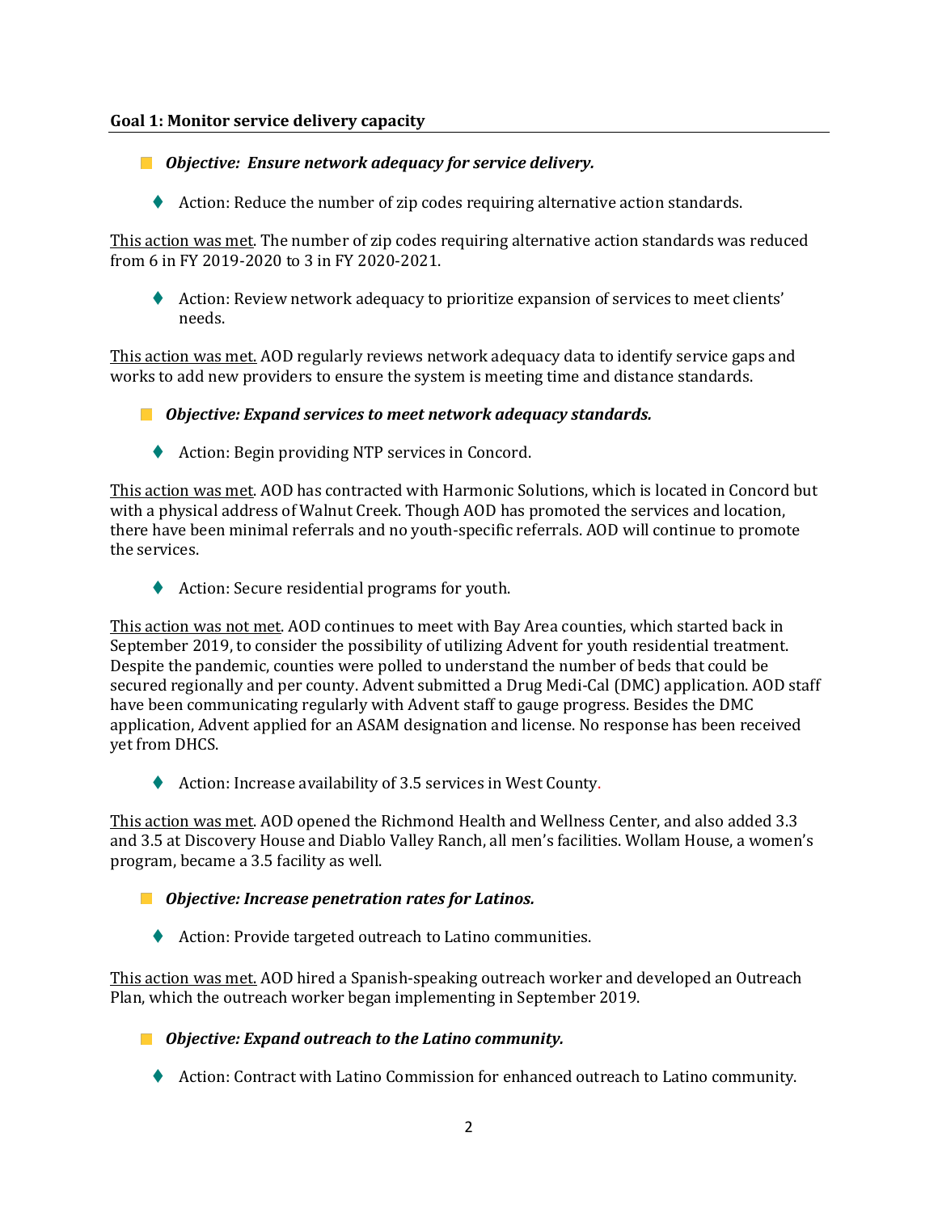**Goal 1: Monitor service delivery capacity**

- ***Objective: Ensure network adequacy for service delivery.***

  - Action: Reduce the number of zip codes requiring alternative action standards.

This action was met. The number of zip codes requiring alternative action standards was reduced from 6 in FY 2019-2020 to 3 in FY 2020-2021.

  - Action: Review network adequacy to prioritize expansion of services to meet clients' needs.

This action was met. AOD regularly reviews network adequacy data to identify service gaps and works to add new providers to ensure the system is meeting time and distance standards.

- ***Objective: Expand services to meet network adequacy standards.***

  - Action: Begin providing NTP services in Concord.

This action was met. AOD has contracted with Harmonic Solutions, which is located in Concord but with a physical address of Walnut Creek. Though AOD has promoted the services and location, there have been minimal referrals and no youth-specific referrals. AOD will continue to promote the services.

  - Action: Secure residential programs for youth.

This action was not met. AOD continues to meet with Bay Area counties, which started back in September 2019, to consider the possibility of utilizing Advent for youth residential treatment. Despite the pandemic, counties were polled to understand the number of beds that could be secured regionally and per county. Advent submitted a Drug Medi-Cal (DMC) application. AOD staff have been communicating regularly with Advent staff to gauge progress. Besides the DMC application, Advent applied for an ASAM designation and license. No response has been received yet from DHCS.

  - Action: Increase availability of 3.5 services in West County.

This action was met. AOD opened the Richmond Health and Wellness Center, and also added 3.3 and 3.5 at Discovery House and Diablo Valley Ranch, all men's facilities. Wollam House, a women's program, became a 3.5 facility as well.

- ***Objective: Increase penetration rates for Latinos.***

  - Action: Provide targeted outreach to Latino communities.

This action was met. AOD hired a Spanish-speaking outreach worker and developed an Outreach Plan, which the outreach worker began implementing in September 2019.

- ***Objective: Expand outreach to the Latino community.***

  - Action: Contract with Latino Commission for enhanced outreach to Latino community.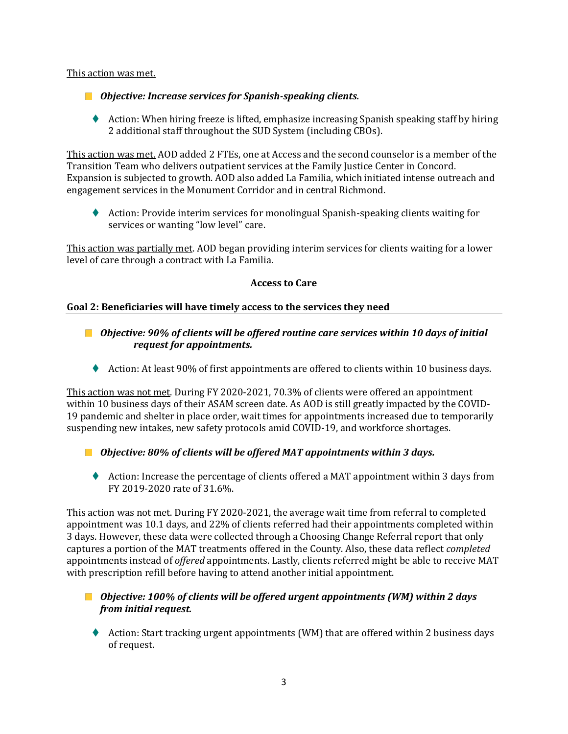<u>This action was met.</u>

- ***Objective: Increase services for Spanish-speaking clients.***

  - Action: When hiring freeze is lifted, emphasize increasing Spanish speaking staff by hiring 2 additional staff throughout the SUD System (including CBOs).

<u>This action was met.</u> AOD added 2 FTEs, one at Access and the second counselor is a member of the Transition Team who delivers outpatient services at the Family Justice Center in Concord. Expansion is subjected to growth. AOD also added La Familia, which initiated intense outreach and engagement services in the Monument Corridor and in central Richmond.

  - Action: Provide interim services for monolingual Spanish-speaking clients waiting for services or wanting "low level" care.

<u>This action was partially met</u>. AOD began providing interim services for clients waiting for a lower level of care through a contract with La Familia.

**Access to Care**

## Goal 2: Beneficiaries will have timely access to the services they need

- ***Objective: 90% of clients will be offered routine care services within 10 days of initial request for appointments.***

  - Action: At least 90% of first appointments are offered to clients within 10 business days.

<u>This action was not met</u>. During FY 2020-2021, 70.3% of clients were offered an appointment within 10 business days of their ASAM screen date. As AOD is still greatly impacted by the COVID-19 pandemic and shelter in place order, wait times for appointments increased due to temporarily suspending new intakes, new safety protocols amid COVID-19, and workforce shortages.

- ***Objective: 80% of clients will be offered MAT appointments within 3 days.***

  - Action: Increase the percentage of clients offered a MAT appointment within 3 days from FY 2019-2020 rate of 31.6%.

<u>This action was not met</u>. During FY 2020-2021, the average wait time from referral to completed appointment was 10.1 days, and 22% of clients referred had their appointments completed within 3 days. However, these data were collected through a Choosing Change Referral report that only captures a portion of the MAT treatments offered in the County. Also, these data reflect *completed* appointments instead of *offered* appointments. Lastly, clients referred might be able to receive MAT with prescription refill before having to attend another initial appointment.

- ***Objective: 100% of clients will be offered urgent appointments (WM) within 2 days from initial request.***

  - Action: Start tracking urgent appointments (WM) that are offered within 2 business days of request.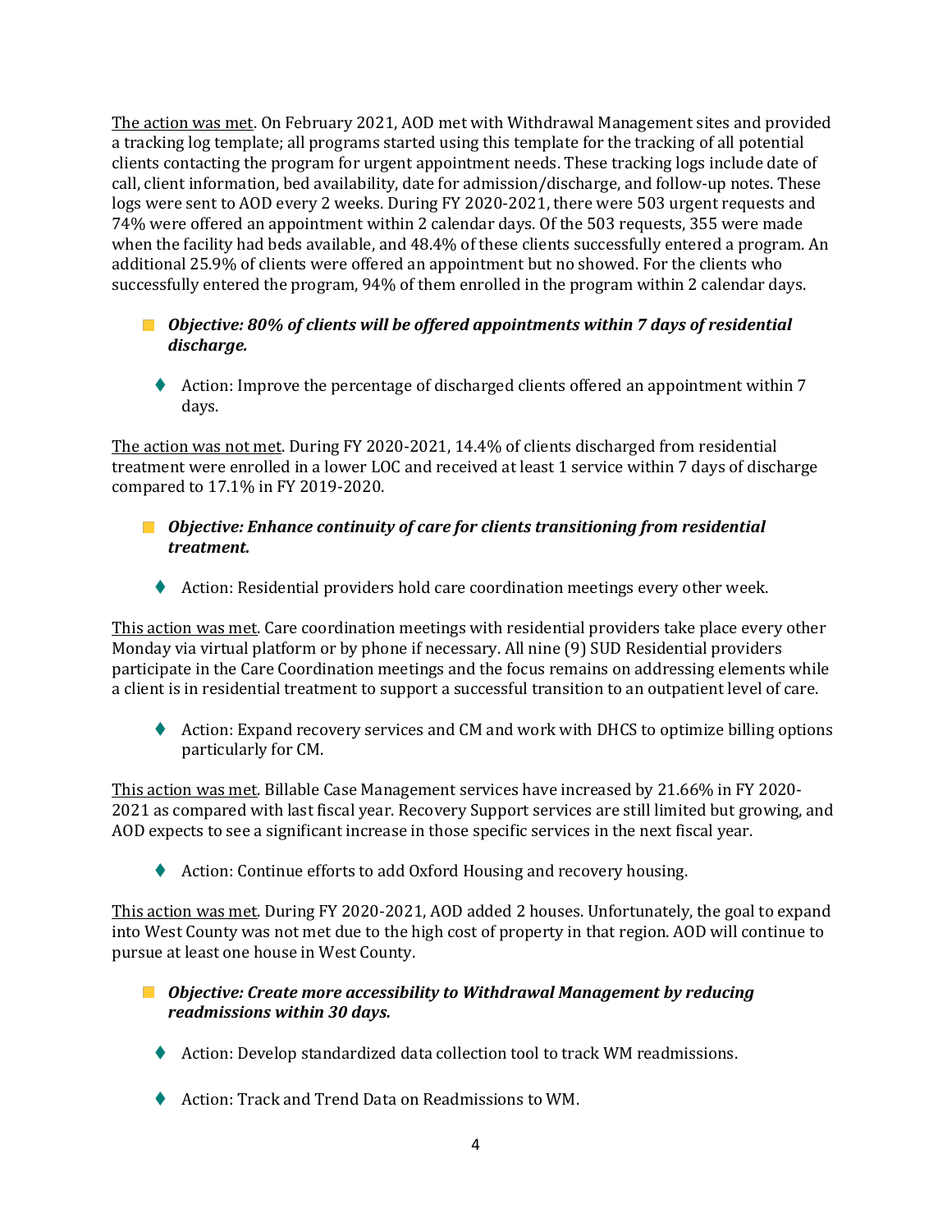<u>The action was met</u>. On February 2021, AOD met with Withdrawal Management sites and provided a tracking log template; all programs started using this template for the tracking of all potential clients contacting the program for urgent appointment needs. These tracking logs include date of call, client information, bed availability, date for admission/discharge, and follow-up notes. These logs were sent to AOD every 2 weeks. During FY 2020-2021, there were 503 urgent requests and 74% were offered an appointment within 2 calendar days. Of the 503 requests, 355 were made when the facility had beds available, and 48.4% of these clients successfully entered a program. An additional 25.9% of clients were offered an appointment but no showed. For the clients who successfully entered the program, 94% of them enrolled in the program within 2 calendar days.

- ***Objective: 80% of clients will be offered appointments within 7 days of residential discharge.***

  - Action: Improve the percentage of discharged clients offered an appointment within 7 days.

<u>The action was not met</u>. During FY 2020-2021, 14.4% of clients discharged from residential treatment were enrolled in a lower LOC and received at least 1 service within 7 days of discharge compared to 17.1% in FY 2019-2020.

- ***Objective: Enhance continuity of care for clients transitioning from residential treatment.***

  - Action: Residential providers hold care coordination meetings every other week.

<u>This action was met</u>. Care coordination meetings with residential providers take place every other Monday via virtual platform or by phone if necessary. All nine (9) SUD Residential providers participate in the Care Coordination meetings and the focus remains on addressing elements while a client is in residential treatment to support a successful transition to an outpatient level of care.

  - Action: Expand recovery services and CM and work with DHCS to optimize billing options particularly for CM.

<u>This action was met</u>. Billable Case Management services have increased by 21.66% in FY 2020-2021 as compared with last fiscal year. Recovery Support services are still limited but growing, and AOD expects to see a significant increase in those specific services in the next fiscal year.

  - Action: Continue efforts to add Oxford Housing and recovery housing.

<u>This action was met</u>. During FY 2020-2021, AOD added 2 houses. Unfortunately, the goal to expand into West County was not met due to the high cost of property in that region. AOD will continue to pursue at least one house in West County.

- ***Objective: Create more accessibility to Withdrawal Management by reducing readmissions within 30 days.***

  - Action: Develop standardized data collection tool to track WM readmissions.

  - Action: Track and Trend Data on Readmissions to WM.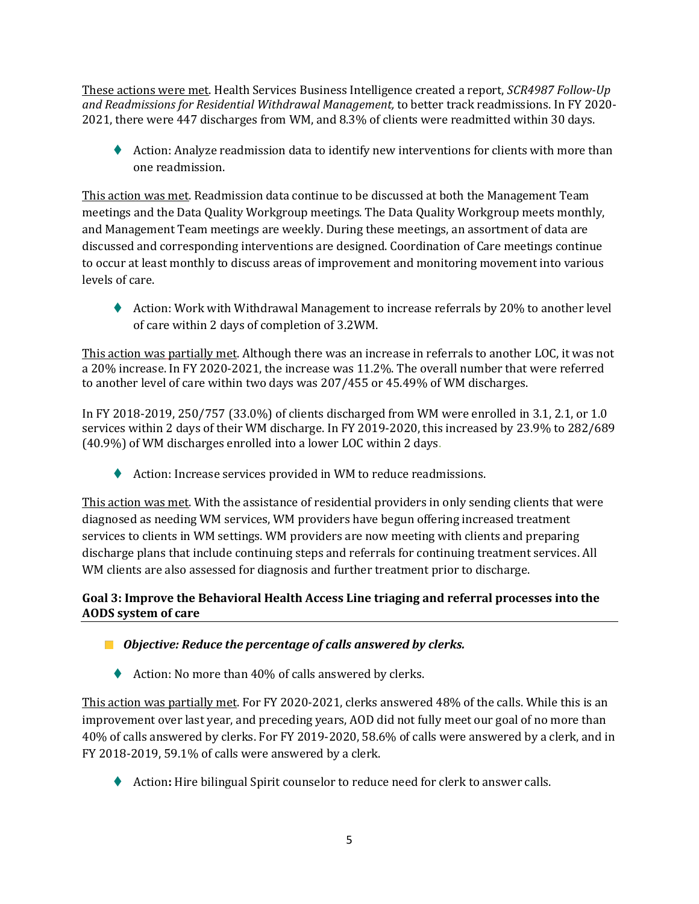<u>These actions were met</u>. Health Services Business Intelligence created a report, *SCR4987 Follow-Up and Readmissions for Residential Withdrawal Management,* to better track readmissions. In FY 2020-2021, there were 447 discharges from WM, and 8.3% of clients were readmitted within 30 days.

- Action: Analyze readmission data to identify new interventions for clients with more than one readmission.

<u>This action was met</u>. Readmission data continue to be discussed at both the Management Team meetings and the Data Quality Workgroup meetings. The Data Quality Workgroup meets monthly, and Management Team meetings are weekly. During these meetings, an assortment of data are discussed and corresponding interventions are designed. Coordination of Care meetings continue to occur at least monthly to discuss areas of improvement and monitoring movement into various levels of care.

- Action: Work with Withdrawal Management to increase referrals by 20% to another level of care within 2 days of completion of 3.2WM.

<u>This action was partially met</u>. Although there was an increase in referrals to another LOC, it was not a 20% increase. In FY 2020-2021, the increase was 11.2%. The overall number that were referred to another level of care within two days was 207/455 or 45.49% of WM discharges.

In FY 2018-2019, 250/757 (33.0%) of clients discharged from WM were enrolled in 3.1, 2.1, or 1.0 services within 2 days of their WM discharge. In FY 2019-2020, this increased by 23.9% to 282/689 (40.9%) of WM discharges enrolled into a lower LOC within 2 days.

- Action: Increase services provided in WM to reduce readmissions.

<u>This action was met</u>. With the assistance of residential providers in only sending clients that were diagnosed as needing WM services, WM providers have begun offering increased treatment services to clients in WM settings. WM providers are now meeting with clients and preparing discharge plans that include continuing steps and referrals for continuing treatment services. All WM clients are also assessed for diagnosis and further treatment prior to discharge.

### Goal 3: Improve the Behavioral Health Access Line triaging and referral processes into the AODS system of care

- ***Objective: Reduce the percentage of calls answered by clerks.***

  - Action: No more than 40% of calls answered by clerks.

<u>This action was partially met</u>. For FY 2020-2021, clerks answered 48% of the calls. While this is an improvement over last year, and preceding years, AOD did not fully meet our goal of no more than 40% of calls answered by clerks. For FY 2019-2020, 58.6% of calls were answered by a clerk, and in FY 2018-2019, 59.1% of calls were answered by a clerk.

- Action**:** Hire bilingual Spirit counselor to reduce need for clerk to answer calls.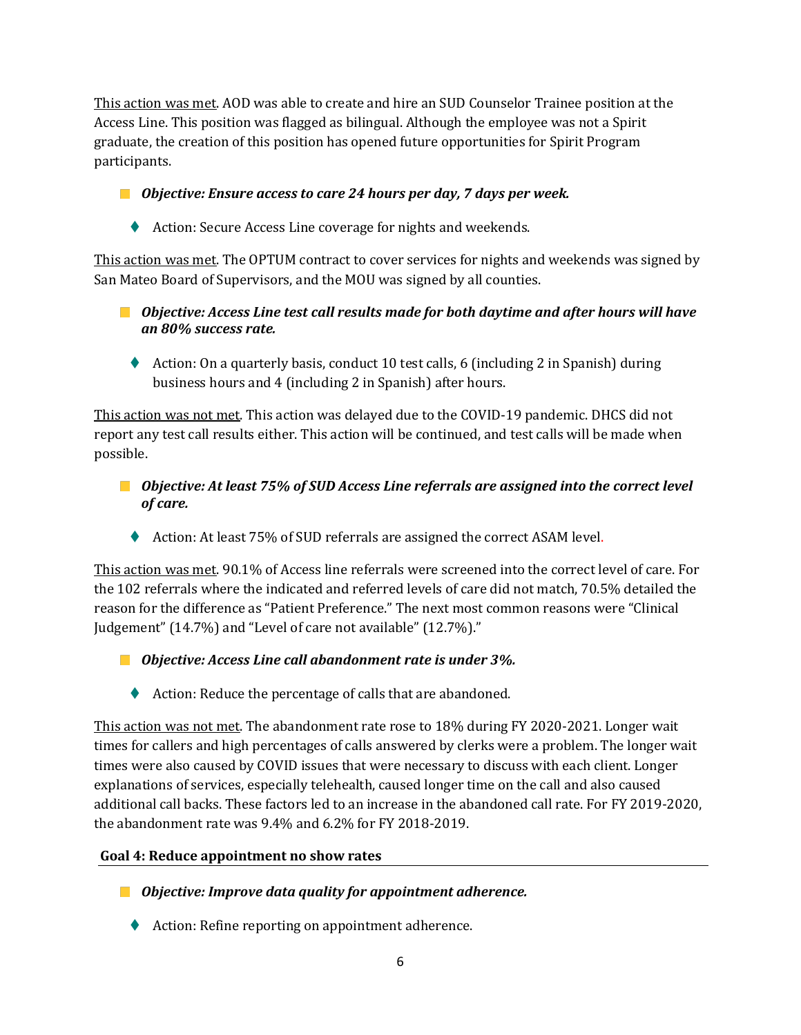<u>This action was met</u>. AOD was able to create and hire an SUD Counselor Trainee position at the Access Line. This position was flagged as bilingual. Although the employee was not a Spirit graduate, the creation of this position has opened future opportunities for Spirit Program participants.

- ***Objective: Ensure access to care 24 hours per day, 7 days per week.***
  - Action: Secure Access Line coverage for nights and weekends.

<u>This action was met</u>. The OPTUM contract to cover services for nights and weekends was signed by San Mateo Board of Supervisors, and the MOU was signed by all counties.

- ***Objective: Access Line test call results made for both daytime and after hours will have an 80% success rate.***
  - Action: On a quarterly basis, conduct 10 test calls, 6 (including 2 in Spanish) during business hours and 4 (including 2 in Spanish) after hours.

<u>This action was not met</u>. This action was delayed due to the COVID-19 pandemic. DHCS did not report any test call results either. This action will be continued, and test calls will be made when possible.

- ***Objective: At least 75% of SUD Access Line referrals are assigned into the correct level of care.***
  - Action: At least 75% of SUD referrals are assigned the correct ASAM level.

<u>This action was met</u>. 90.1% of Access line referrals were screened into the correct level of care. For the 102 referrals where the indicated and referred levels of care did not match, 70.5% detailed the reason for the difference as "Patient Preference." The next most common reasons were "Clinical Judgement" (14.7%) and "Level of care not available" (12.7%)."

- ***Objective: Access Line call abandonment rate is under 3%.***
  - Action: Reduce the percentage of calls that are abandoned.

<u>This action was not met</u>. The abandonment rate rose to 18% during FY 2020-2021. Longer wait times for callers and high percentages of calls answered by clerks were a problem. The longer wait times were also caused by COVID issues that were necessary to discuss with each client. Longer explanations of services, especially telehealth, caused longer time on the call and also caused additional call backs. These factors led to an increase in the abandoned call rate. For FY 2019-2020, the abandonment rate was 9.4% and 6.2% for FY 2018-2019.

### Goal 4: Reduce appointment no show rates

- ***Objective: Improve data quality for appointment adherence.***
  - Action: Refine reporting on appointment adherence.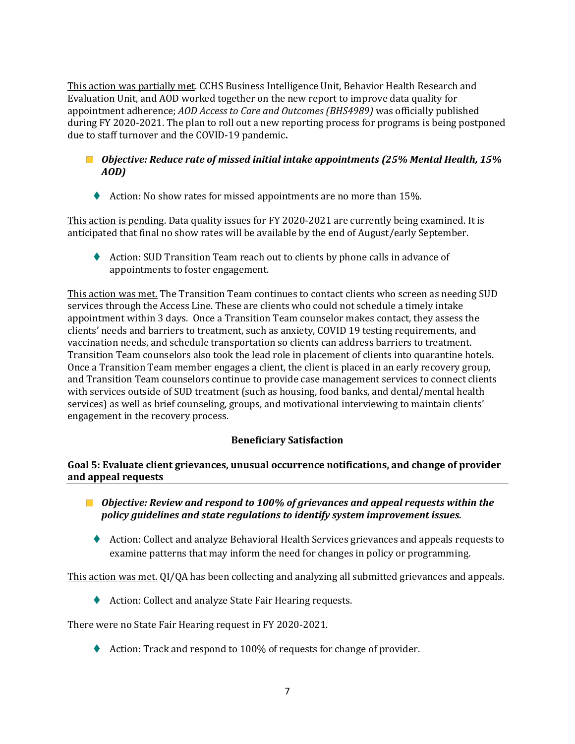<u>This action was partially met</u>. CCHS Business Intelligence Unit, Behavior Health Research and Evaluation Unit, and AOD worked together on the new report to improve data quality for appointment adherence; *AOD Access to Care and Outcomes (BHS4989)* was officially published during FY 2020-2021. The plan to roll out a new reporting process for programs is being postponed due to staff turnover and the COVID-19 pandemic**.**

- ***Objective: Reduce rate of missed initial intake appointments (25% Mental Health, 15% AOD)***

  - Action: No show rates for missed appointments are no more than 15%.

<u>This action is pending</u>. Data quality issues for FY 2020-2021 are currently being examined. It is anticipated that final no show rates will be available by the end of August/early September.

  - Action: SUD Transition Team reach out to clients by phone calls in advance of appointments to foster engagement.

<u>This action was met.</u> The Transition Team continues to contact clients who screen as needing SUD services through the Access Line. These are clients who could not schedule a timely intake appointment within 3 days. Once a Transition Team counselor makes contact, they assess the clients' needs and barriers to treatment, such as anxiety, COVID 19 testing requirements, and vaccination needs, and schedule transportation so clients can address barriers to treatment. Transition Team counselors also took the lead role in placement of clients into quarantine hotels. Once a Transition Team member engages a client, the client is placed in an early recovery group, and Transition Team counselors continue to provide case management services to connect clients with services outside of SUD treatment (such as housing, food banks, and dental/mental health services) as well as brief counseling, groups, and motivational interviewing to maintain clients' engagement in the recovery process.

**Beneficiary Satisfaction**

**Goal 5: Evaluate client grievances, unusual occurrence notifications, and change of provider and appeal requests**

- ***Objective: Review and respond to 100% of grievances and appeal requests within the policy guidelines and state regulations to identify system improvement issues.***

  - Action: Collect and analyze Behavioral Health Services grievances and appeals requests to examine patterns that may inform the need for changes in policy or programming.

<u>This action was met.</u> QI/QA has been collecting and analyzing all submitted grievances and appeals.

  - Action: Collect and analyze State Fair Hearing requests.

There were no State Fair Hearing request in FY 2020-2021.

  - Action: Track and respond to 100% of requests for change of provider.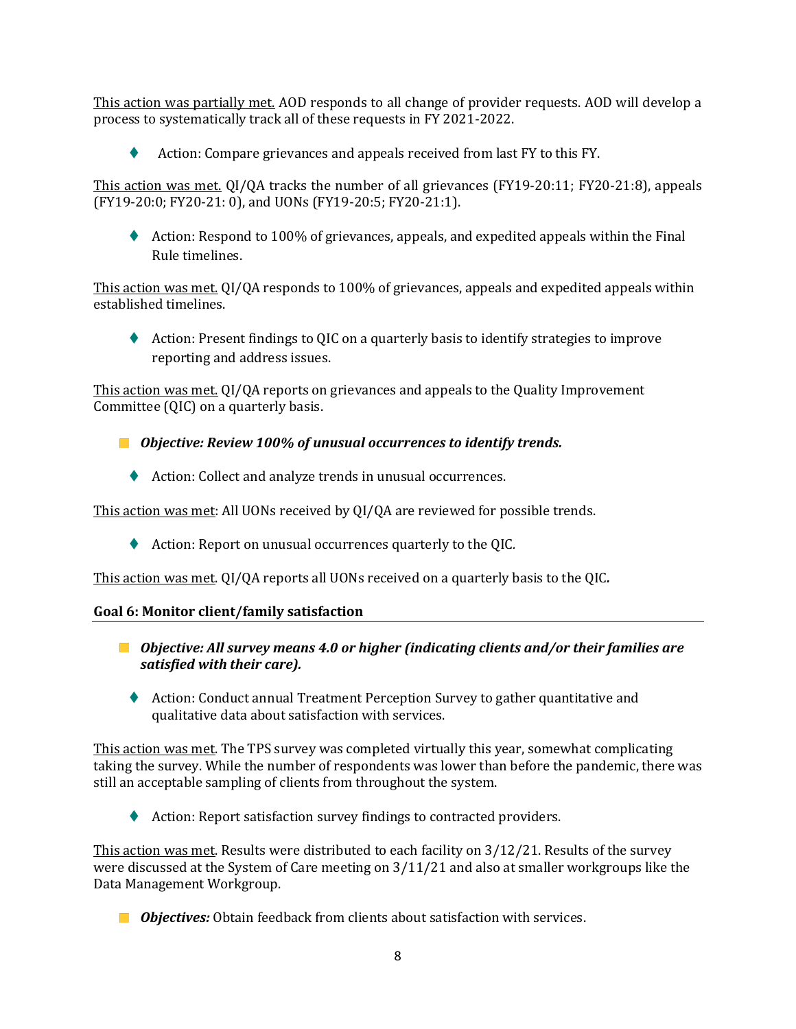<u>This action was partially met.</u> AOD responds to all change of provider requests. AOD will develop a process to systematically track all of these requests in FY 2021-2022.

- ♦ Action: Compare grievances and appeals received from last FY to this FY.

<u>This action was met.</u> QI/QA tracks the number of all grievances (FY19-20:11; FY20-21:8), appeals (FY19-20:0; FY20-21: 0), and UONs (FY19-20:5; FY20-21:1).

- ♦ Action: Respond to 100% of grievances, appeals, and expedited appeals within the Final Rule timelines.

<u>This action was met.</u> QI/QA responds to 100% of grievances, appeals and expedited appeals within established timelines.

- ♦ Action: Present findings to QIC on a quarterly basis to identify strategies to improve reporting and address issues.

<u>This action was met.</u> QI/QA reports on grievances and appeals to the Quality Improvement Committee (QIC) on a quarterly basis.

- ***Objective: Review 100% of unusual occurrences to identify trends.***

  - ♦ Action: Collect and analyze trends in unusual occurrences.

<u>This action was met</u>: All UONs received by QI/QA are reviewed for possible trends.

- ♦ Action: Report on unusual occurrences quarterly to the QIC.

<u>This action was met</u>. QI/QA reports all UONs received on a quarterly basis to the QIC*.*

**Goal 6: Monitor client/family satisfaction**

- ***Objective: All survey means 4.0 or higher (indicating clients and/or their families are satisfied with their care).***

  - ♦ Action: Conduct annual Treatment Perception Survey to gather quantitative and qualitative data about satisfaction with services.

<u>This action was met</u>. The TPS survey was completed virtually this year, somewhat complicating taking the survey. While the number of respondents was lower than before the pandemic, there was still an acceptable sampling of clients from throughout the system.

- ♦ Action: Report satisfaction survey findings to contracted providers.

<u>This action was met</u>. Results were distributed to each facility on 3/12/21. Results of the survey were discussed at the System of Care meeting on 3/11/21 and also at smaller workgroups like the Data Management Workgroup.

- ***Objectives:*** Obtain feedback from clients about satisfaction with services.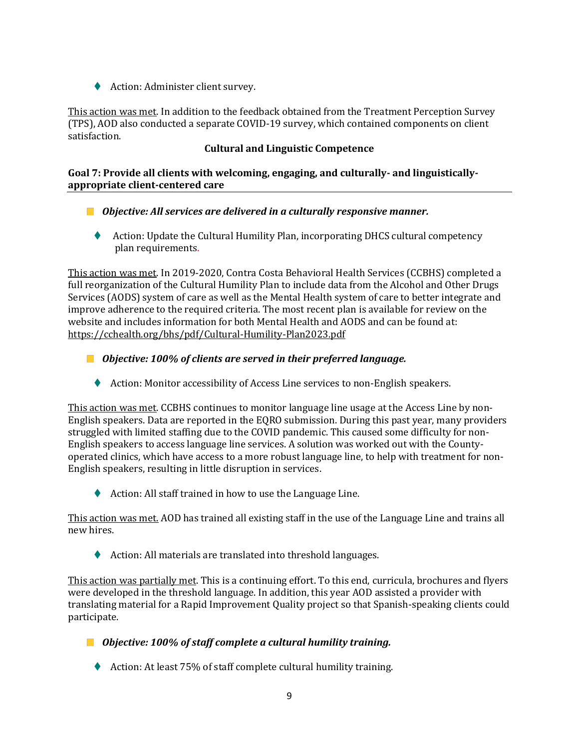- ♦ Action: Administer client survey.

<u>This action was met</u>. In addition to the feedback obtained from the Treatment Perception Survey (TPS), AOD also conducted a separate COVID-19 survey, which contained components on client satisfaction.

### Cultural and Linguistic Competence

**Goal 7: Provide all clients with welcoming, engaging, and culturally- and linguistically-appropriate client-centered care**

- ***Objective: All services are delivered in a culturally responsive manner.***

  - ♦ Action: Update the Cultural Humility Plan, incorporating DHCS cultural competency plan requirements.

<u>This action was met</u>. In 2019-2020, Contra Costa Behavioral Health Services (CCBHS) completed a full reorganization of the Cultural Humility Plan to include data from the Alcohol and Other Drugs Services (AODS) system of care as well as the Mental Health system of care to better integrate and improve adherence to the required criteria. The most recent plan is available for review on the website and includes information for both Mental Health and AODS and can be found at: https://cchealth.org/bhs/pdf/Cultural-Humility-Plan2023.pdf

- ***Objective: 100% of clients are served in their preferred language.***

  - ♦ Action: Monitor accessibility of Access Line services to non-English speakers.

<u>This action was met</u>. CCBHS continues to monitor language line usage at the Access Line by non-English speakers. Data are reported in the EQRO submission. During this past year, many providers struggled with limited staffing due to the COVID pandemic. This caused some difficulty for non-English speakers to access language line services. A solution was worked out with the County-operated clinics, which have access to a more robust language line, to help with treatment for non-English speakers, resulting in little disruption in services.

  - ♦ Action: All staff trained in how to use the Language Line.

<u>This action was met.</u> AOD has trained all existing staff in the use of the Language Line and trains all new hires.

  - ♦ Action: All materials are translated into threshold languages.

<u>This action was partially met</u>. This is a continuing effort. To this end, curricula, brochures and flyers were developed in the threshold language. In addition, this year AOD assisted a provider with translating material for a Rapid Improvement Quality project so that Spanish-speaking clients could participate.

- ***Objective: 100% of staff complete a cultural humility training.***

  - ♦ Action: At least 75% of staff complete cultural humility training.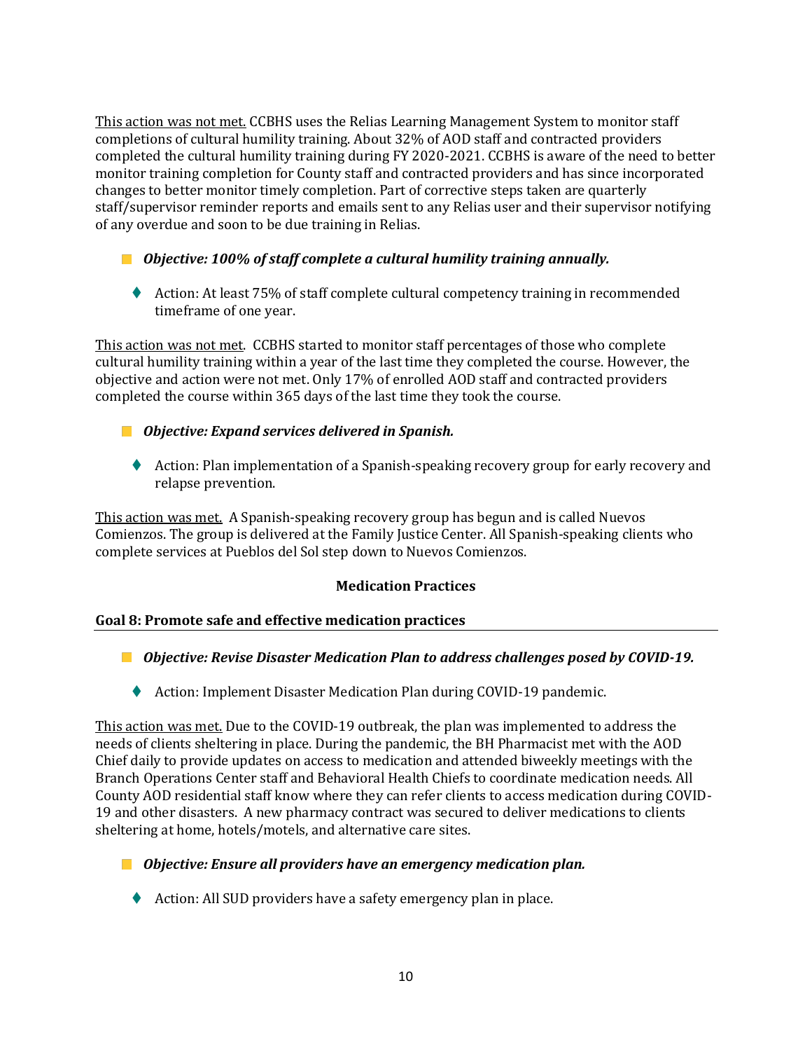<u>This action was not met.</u> CCBHS uses the Relias Learning Management System to monitor staff completions of cultural humility training. About 32% of AOD staff and contracted providers completed the cultural humility training during FY 2020-2021. CCBHS is aware of the need to better monitor training completion for County staff and contracted providers and has since incorporated changes to better monitor timely completion. Part of corrective steps taken are quarterly staff/supervisor reminder reports and emails sent to any Relias user and their supervisor notifying of any overdue and soon to be due training in Relias.

- ***Objective: 100% of staff complete a cultural humility training annually.***
  - Action: At least 75% of staff complete cultural competency training in recommended timeframe of one year.

<u>This action was not met</u>. CCBHS started to monitor staff percentages of those who complete cultural humility training within a year of the last time they completed the course. However, the objective and action were not met. Only 17% of enrolled AOD staff and contracted providers completed the course within 365 days of the last time they took the course.

- ***Objective: Expand services delivered in Spanish.***
  - Action: Plan implementation of a Spanish-speaking recovery group for early recovery and relapse prevention.

<u>This action was met.</u> A Spanish-speaking recovery group has begun and is called Nuevos Comienzos. The group is delivered at the Family Justice Center. All Spanish-speaking clients who complete services at Pueblos del Sol step down to Nuevos Comienzos.

### Medication Practices

**Goal 8: Promote safe and effective medication practices**

- ***Objective: Revise Disaster Medication Plan to address challenges posed by COVID-19.***
  - Action: Implement Disaster Medication Plan during COVID-19 pandemic.

<u>This action was met.</u> Due to the COVID-19 outbreak, the plan was implemented to address the needs of clients sheltering in place. During the pandemic, the BH Pharmacist met with the AOD Chief daily to provide updates on access to medication and attended biweekly meetings with the Branch Operations Center staff and Behavioral Health Chiefs to coordinate medication needs. All County AOD residential staff know where they can refer clients to access medication during COVID-19 and other disasters. A new pharmacy contract was secured to deliver medications to clients sheltering at home, hotels/motels, and alternative care sites.

- ***Objective: Ensure all providers have an emergency medication plan.***
  - Action: All SUD providers have a safety emergency plan in place.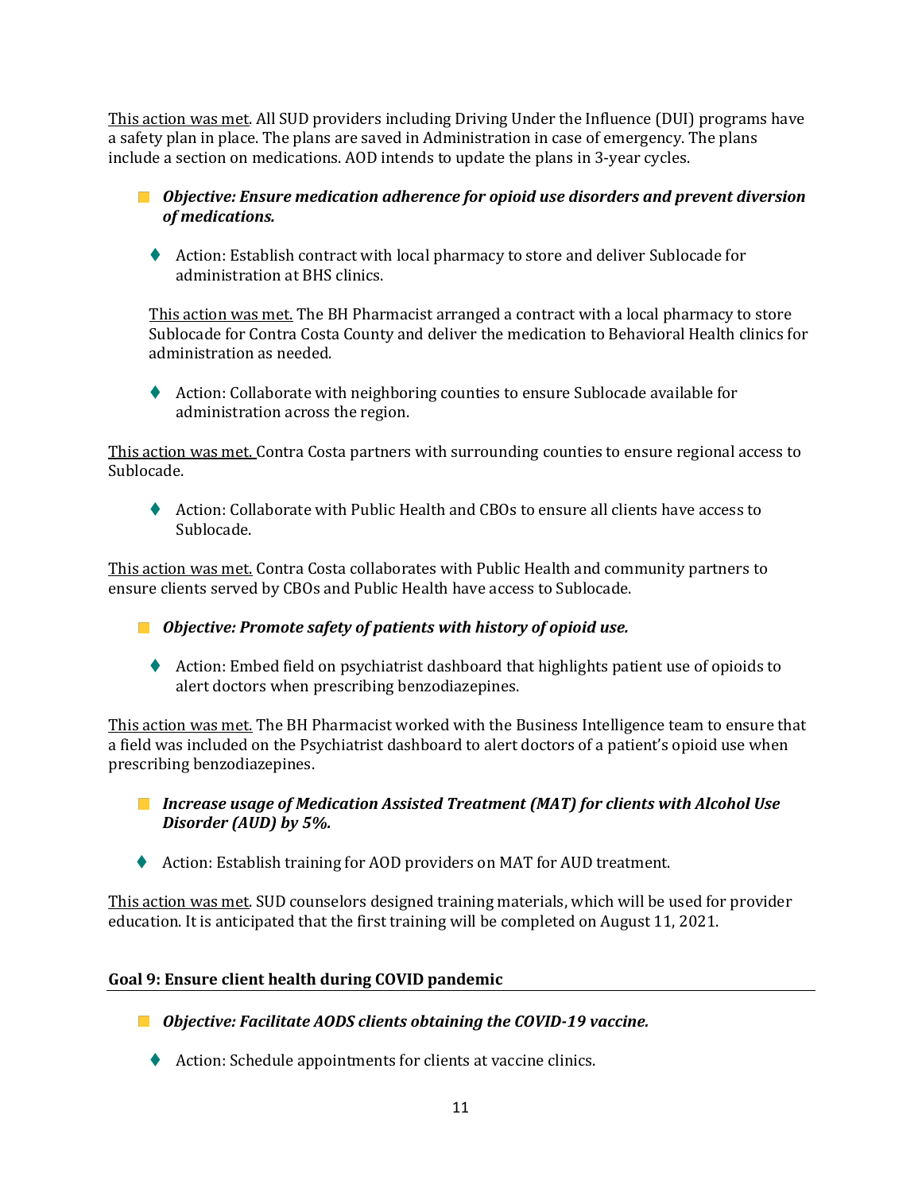<u>This action was met</u>. All SUD providers including Driving Under the Influence (DUI) programs have a safety plan in place. The plans are saved in Administration in case of emergency. The plans include a section on medications. AOD intends to update the plans in 3-year cycles.

- ***Objective: Ensure medication adherence for opioid use disorders and prevent diversion of medications.***

  - Action: Establish contract with local pharmacy to store and deliver Sublocade for administration at BHS clinics.

  <u>This action was met.</u> The BH Pharmacist arranged a contract with a local pharmacy to store Sublocade for Contra Costa County and deliver the medication to Behavioral Health clinics for administration as needed.

  - Action: Collaborate with neighboring counties to ensure Sublocade available for administration across the region.

<u>This action was met.</u> Contra Costa partners with surrounding counties to ensure regional access to Sublocade.

  - Action: Collaborate with Public Health and CBOs to ensure all clients have access to Sublocade.

<u>This action was met.</u> Contra Costa collaborates with Public Health and community partners to ensure clients served by CBOs and Public Health have access to Sublocade.

- ***Objective: Promote safety of patients with history of opioid use.***

  - Action: Embed field on psychiatrist dashboard that highlights patient use of opioids to alert doctors when prescribing benzodiazepines.

<u>This action was met.</u> The BH Pharmacist worked with the Business Intelligence team to ensure that a field was included on the Psychiatrist dashboard to alert doctors of a patient's opioid use when prescribing benzodiazepines.

- ***Increase usage of Medication Assisted Treatment (MAT) for clients with Alcohol Use Disorder (AUD) by 5%.***

- Action: Establish training for AOD providers on MAT for AUD treatment.

<u>This action was met</u>. SUD counselors designed training materials, which will be used for provider education. It is anticipated that the first training will be completed on August 11, 2021.

### Goal 9: Ensure client health during COVID pandemic

- ***Objective: Facilitate AODS clients obtaining the COVID-19 vaccine.***

  - Action: Schedule appointments for clients at vaccine clinics.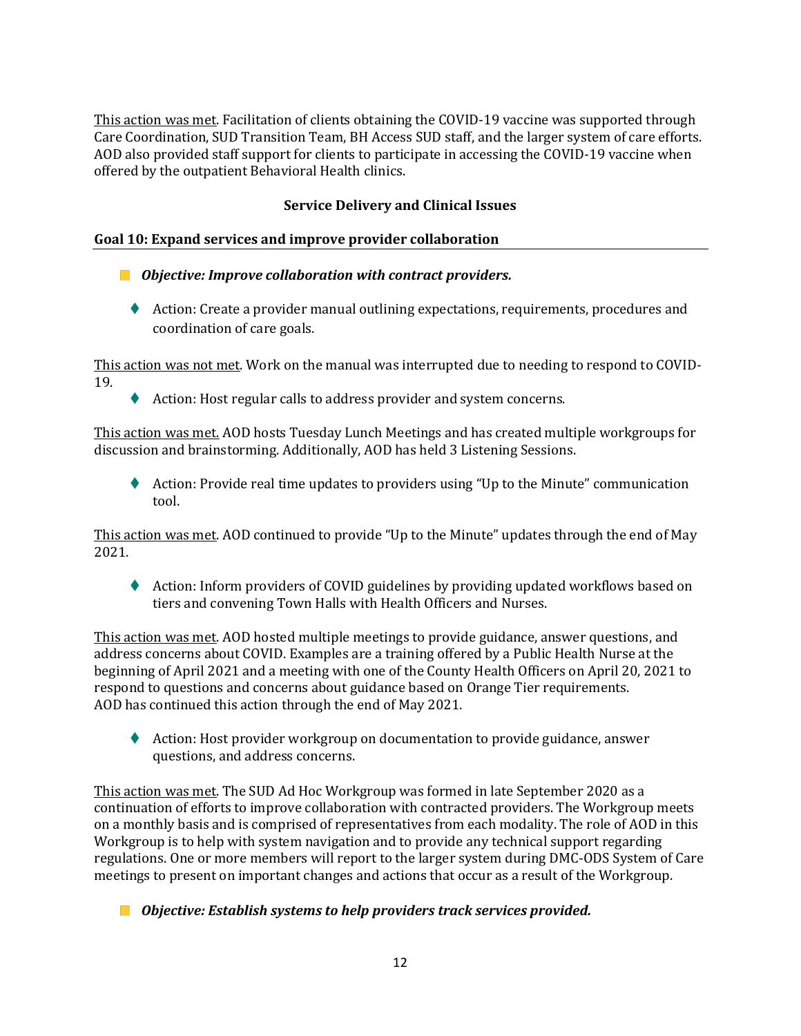This action was met. Facilitation of clients obtaining the COVID-19 vaccine was supported through Care Coordination, SUD Transition Team, BH Access SUD staff, and the larger system of care efforts. AOD also provided staff support for clients to participate in accessing the COVID-19 vaccine when offered by the outpatient Behavioral Health clinics.

### Service Delivery and Clinical Issues

#### Goal 10: Expand services and improve provider collaboration

- ***Objective: Improve collaboration with contract providers.***

  - Action: Create a provider manual outlining expectations, requirements, procedures and coordination of care goals.

This action was not met. Work on the manual was interrupted due to needing to respond to COVID-19.

  - Action: Host regular calls to address provider and system concerns.

This action was met. AOD hosts Tuesday Lunch Meetings and has created multiple workgroups for discussion and brainstorming. Additionally, AOD has held 3 Listening Sessions.

  - Action: Provide real time updates to providers using "Up to the Minute" communication tool.

This action was met. AOD continued to provide "Up to the Minute" updates through the end of May 2021.

  - Action: Inform providers of COVID guidelines by providing updated workflows based on tiers and convening Town Halls with Health Officers and Nurses.

This action was met. AOD hosted multiple meetings to provide guidance, answer questions, and address concerns about COVID. Examples are a training offered by a Public Health Nurse at the beginning of April 2021 and a meeting with one of the County Health Officers on April 20, 2021 to respond to questions and concerns about guidance based on Orange Tier requirements. AOD has continued this action through the end of May 2021.

  - Action: Host provider workgroup on documentation to provide guidance, answer questions, and address concerns.

This action was met. The SUD Ad Hoc Workgroup was formed in late September 2020 as a continuation of efforts to improve collaboration with contracted providers. The Workgroup meets on a monthly basis and is comprised of representatives from each modality. The role of AOD in this Workgroup is to help with system navigation and to provide any technical support regarding regulations. One or more members will report to the larger system during DMC-ODS System of Care meetings to present on important changes and actions that occur as a result of the Workgroup.

- ***Objective: Establish systems to help providers track services provided.***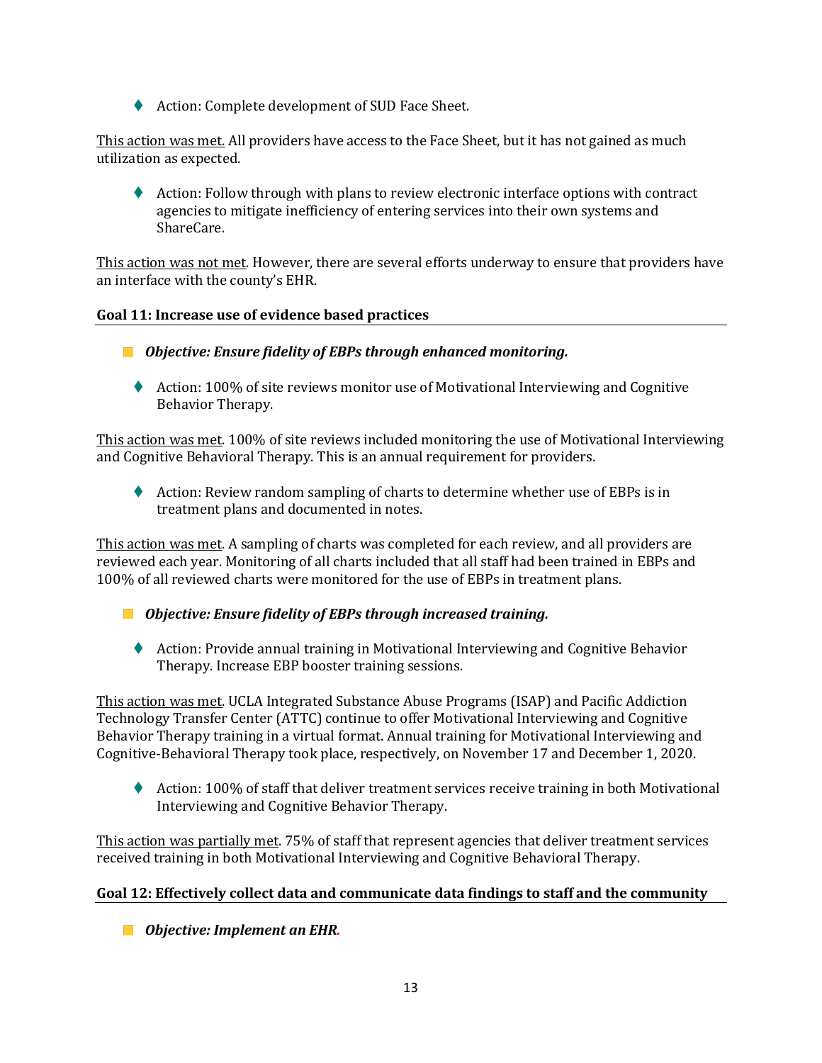- Action: Complete development of SUD Face Sheet.

This action was met. All providers have access to the Face Sheet, but it has not gained as much utilization as expected.

- Action: Follow through with plans to review electronic interface options with contract agencies to mitigate inefficiency of entering services into their own systems and ShareCare.

This action was not met. However, there are several efforts underway to ensure that providers have an interface with the county's EHR.

### Goal 11: Increase use of evidence based practices

- ***Objective: Ensure fidelity of EBPs through enhanced monitoring.***

  - Action: 100% of site reviews monitor use of Motivational Interviewing and Cognitive Behavior Therapy.

This action was met. 100% of site reviews included monitoring the use of Motivational Interviewing and Cognitive Behavioral Therapy. This is an annual requirement for providers.

  - Action: Review random sampling of charts to determine whether use of EBPs is in treatment plans and documented in notes.

This action was met. A sampling of charts was completed for each review, and all providers are reviewed each year. Monitoring of all charts included that all staff had been trained in EBPs and 100% of all reviewed charts were monitored for the use of EBPs in treatment plans.

- ***Objective: Ensure fidelity of EBPs through increased training.***

  - Action: Provide annual training in Motivational Interviewing and Cognitive Behavior Therapy. Increase EBP booster training sessions.

This action was met. UCLA Integrated Substance Abuse Programs (ISAP) and Pacific Addiction Technology Transfer Center (ATTC) continue to offer Motivational Interviewing and Cognitive Behavior Therapy training in a virtual format. Annual training for Motivational Interviewing and Cognitive-Behavioral Therapy took place, respectively, on November 17 and December 1, 2020.

  - Action: 100% of staff that deliver treatment services receive training in both Motivational Interviewing and Cognitive Behavior Therapy.

This action was partially met. 75% of staff that represent agencies that deliver treatment services received training in both Motivational Interviewing and Cognitive Behavioral Therapy.

### Goal 12: Effectively collect data and communicate data findings to staff and the community

- ***Objective: Implement an EHR.***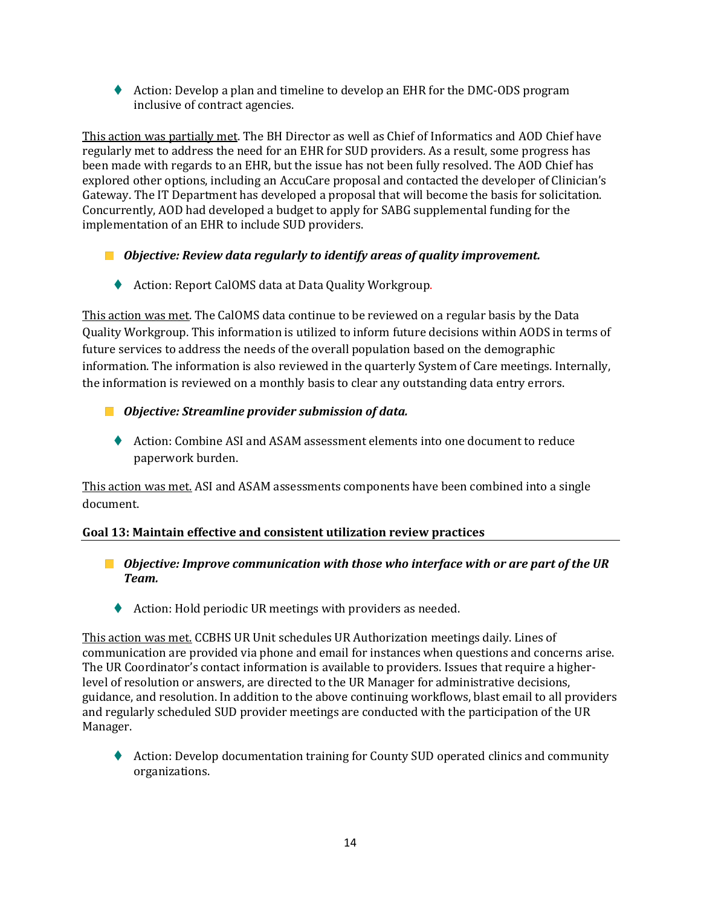- Action: Develop a plan and timeline to develop an EHR for the DMC-ODS program inclusive of contract agencies.

<u>This action was partially met</u>. The BH Director as well as Chief of Informatics and AOD Chief have regularly met to address the need for an EHR for SUD providers. As a result, some progress has been made with regards to an EHR, but the issue has not been fully resolved. The AOD Chief has explored other options, including an AccuCare proposal and contacted the developer of Clinician's Gateway. The IT Department has developed a proposal that will become the basis for solicitation. Concurrently, AOD had developed a budget to apply for SABG supplemental funding for the implementation of an EHR to include SUD providers.

- ***Objective: Review data regularly to identify areas of quality improvement.***

  - Action: Report CalOMS data at Data Quality Workgroup.

<u>This action was met</u>. The CalOMS data continue to be reviewed on a regular basis by the Data Quality Workgroup. This information is utilized to inform future decisions within AODS in terms of future services to address the needs of the overall population based on the demographic information. The information is also reviewed in the quarterly System of Care meetings. Internally, the information is reviewed on a monthly basis to clear any outstanding data entry errors.

- ***Objective: Streamline provider submission of data.***

  - Action: Combine ASI and ASAM assessment elements into one document to reduce paperwork burden.

<u>This action was met.</u> ASI and ASAM assessments components have been combined into a single document.

**Goal 13: Maintain effective and consistent utilization review practices**

- ***Objective: Improve communication with those who interface with or are part of the UR Team.***

  - Action: Hold periodic UR meetings with providers as needed.

<u>This action was met.</u> CCBHS UR Unit schedules UR Authorization meetings daily. Lines of communication are provided via phone and email for instances when questions and concerns arise. The UR Coordinator's contact information is available to providers. Issues that require a higher-level of resolution or answers, are directed to the UR Manager for administrative decisions, guidance, and resolution. In addition to the above continuing workflows, blast email to all providers and regularly scheduled SUD provider meetings are conducted with the participation of the UR Manager.

  - Action: Develop documentation training for County SUD operated clinics and community organizations.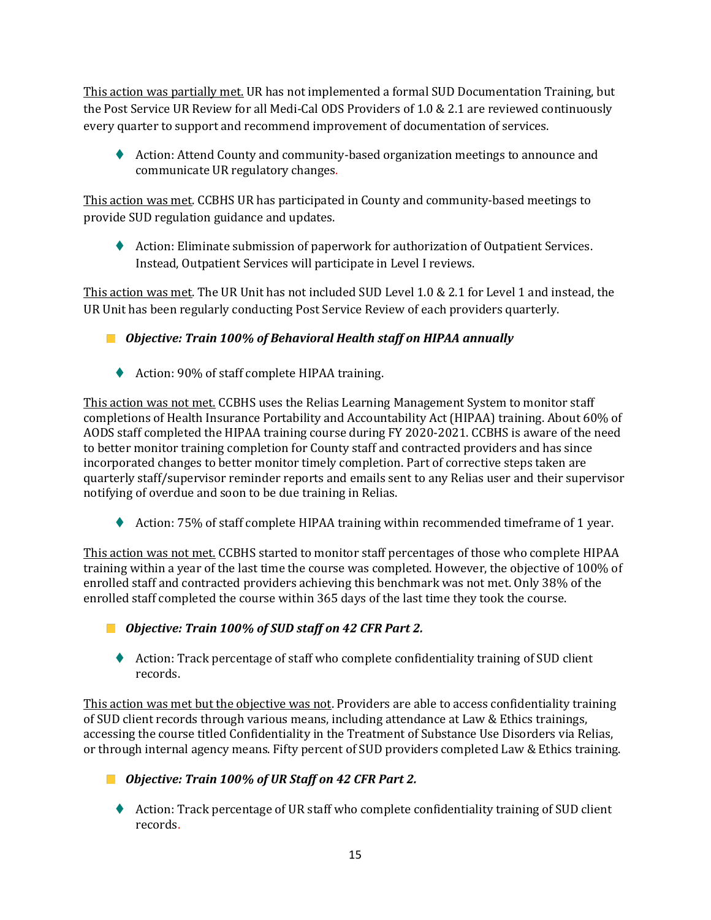This action was partially met. UR has not implemented a formal SUD Documentation Training, but the Post Service UR Review for all Medi-Cal ODS Providers of 1.0 & 2.1 are reviewed continuously every quarter to support and recommend improvement of documentation of services.

- Action: Attend County and community-based organization meetings to announce and communicate UR regulatory changes.

This action was met. CCBHS UR has participated in County and community-based meetings to provide SUD regulation guidance and updates.

- Action: Eliminate submission of paperwork for authorization of Outpatient Services. Instead, Outpatient Services will participate in Level I reviews.

This action was met. The UR Unit has not included SUD Level 1.0 & 2.1 for Level 1 and instead, the UR Unit has been regularly conducting Post Service Review of each providers quarterly.

- ***Objective: Train 100% of Behavioral Health staff on HIPAA annually***

  - Action: 90% of staff complete HIPAA training.

This action was not met. CCBHS uses the Relias Learning Management System to monitor staff completions of Health Insurance Portability and Accountability Act (HIPAA) training. About 60% of AODS staff completed the HIPAA training course during FY 2020-2021. CCBHS is aware of the need to better monitor training completion for County staff and contracted providers and has since incorporated changes to better monitor timely completion. Part of corrective steps taken are quarterly staff/supervisor reminder reports and emails sent to any Relias user and their supervisor notifying of overdue and soon to be due training in Relias.

  - Action: 75% of staff complete HIPAA training within recommended timeframe of 1 year.

This action was not met. CCBHS started to monitor staff percentages of those who complete HIPAA training within a year of the last time the course was completed. However, the objective of 100% of enrolled staff and contracted providers achieving this benchmark was not met. Only 38% of the enrolled staff completed the course within 365 days of the last time they took the course.

- ***Objective: Train 100% of SUD staff on 42 CFR Part 2.***

  - Action: Track percentage of staff who complete confidentiality training of SUD client records.

This action was met but the objective was not. Providers are able to access confidentiality training of SUD client records through various means, including attendance at Law & Ethics trainings, accessing the course titled Confidentiality in the Treatment of Substance Use Disorders via Relias, or through internal agency means. Fifty percent of SUD providers completed Law & Ethics training.

- ***Objective: Train 100% of UR Staff on 42 CFR Part 2.***

  - Action: Track percentage of UR staff who complete confidentiality training of SUD client records.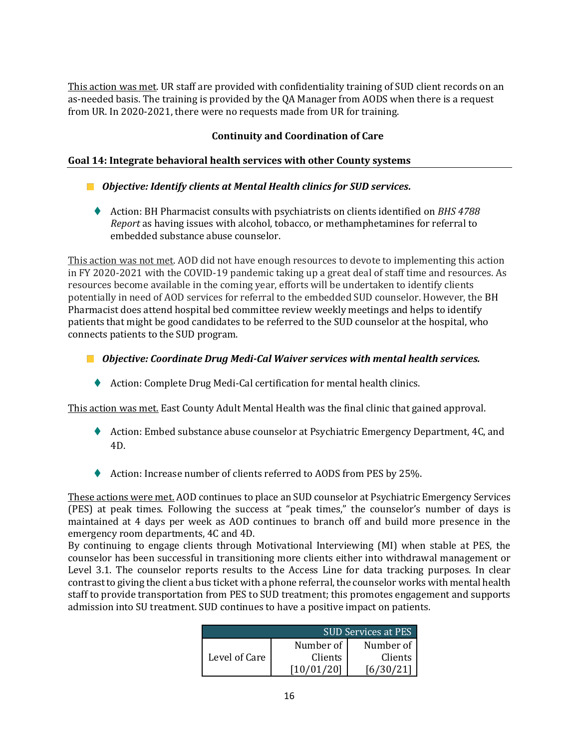This action was met. UR staff are provided with confidentiality training of SUD client records on an as-needed basis. The training is provided by the QA Manager from AODS when there is a request from UR. In 2020-2021, there were no requests made from UR for training.

### Continuity and Coordination of Care

#### Goal 14: Integrate behavioral health services with other County systems

- ***Objective: Identify clients at Mental Health clinics for SUD services.***

  - Action: BH Pharmacist consults with psychiatrists on clients identified on *BHS 4788 Report* as having issues with alcohol, tobacco, or methamphetamines for referral to embedded substance abuse counselor.

This action was not met. AOD did not have enough resources to devote to implementing this action in FY 2020-2021 with the COVID-19 pandemic taking up a great deal of staff time and resources. As resources become available in the coming year, efforts will be undertaken to identify clients potentially in need of AOD services for referral to the embedded SUD counselor. However, the BH Pharmacist does attend hospital bed committee review weekly meetings and helps to identify patients that might be good candidates to be referred to the SUD counselor at the hospital, who connects patients to the SUD program.

- ***Objective: Coordinate Drug Medi-Cal Waiver services with mental health services.***

  - Action: Complete Drug Medi-Cal certification for mental health clinics.

This action was met. East County Adult Mental Health was the final clinic that gained approval.

  - Action: Embed substance abuse counselor at Psychiatric Emergency Department, 4C, and 4D.

  - Action: Increase number of clients referred to AODS from PES by 25%.

These actions were met. AOD continues to place an SUD counselor at Psychiatric Emergency Services (PES) at peak times. Following the success at "peak times," the counselor's number of days is maintained at 4 days per week as AOD continues to branch off and build more presence in the emergency room departments, 4C and 4D.
By continuing to engage clients through Motivational Interviewing (MI) when stable at PES, the counselor has been successful in transitioning more clients either into withdrawal management or Level 3.1. The counselor reports results to the Access Line for data tracking purposes. In clear contrast to giving the client a bus ticket with a phone referral, the counselor works with mental health staff to provide transportation from PES to SUD treatment; this promotes engagement and supports admission into SU treatment. SUD continues to have a positive impact on patients.

| SUD Services at PES | | |
|---|---|---|
| Level of Care | Number of Clients [10/01/20] | Number of Clients [6/30/21] |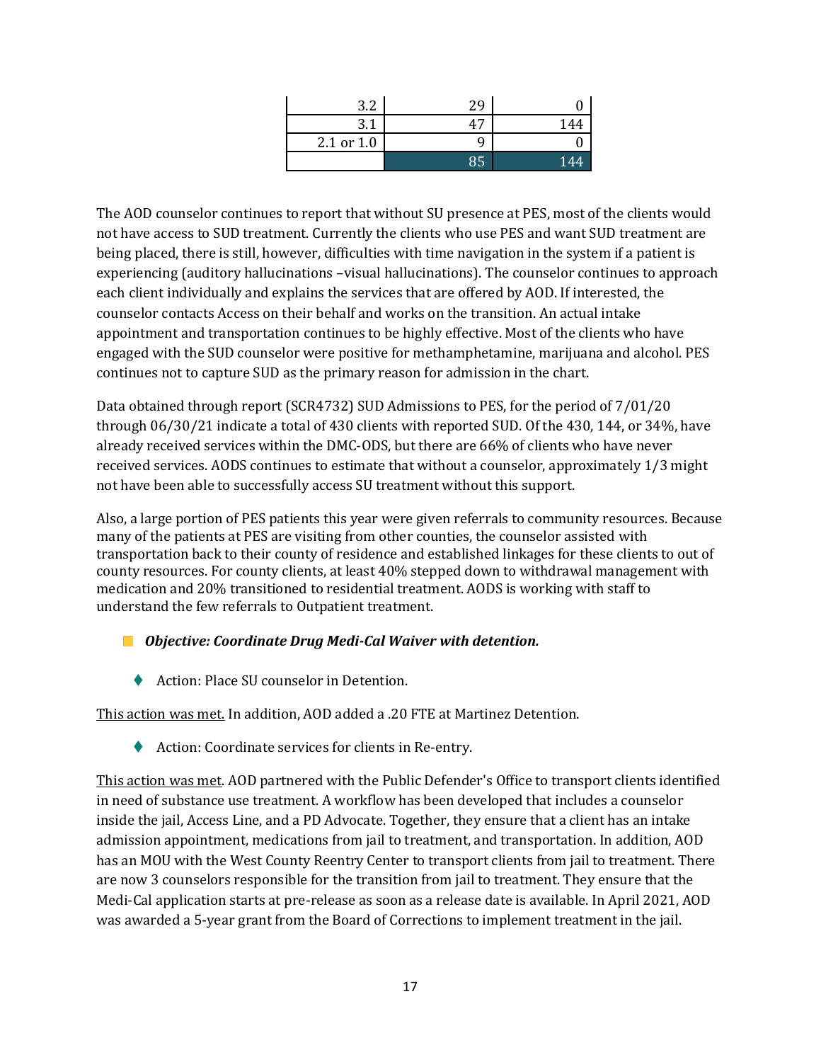| | | |
|---|---|---|
| 3.2 | 29 | 0 |
| 3.1 | 47 | 144 |
| 2.1 or 1.0 | 9 | 0 |
| | 85 | 144 |

The AOD counselor continues to report that without SU presence at PES, most of the clients would not have access to SUD treatment. Currently the clients who use PES and want SUD treatment are being placed, there is still, however, difficulties with time navigation in the system if a patient is experiencing (auditory hallucinations –visual hallucinations). The counselor continues to approach each client individually and explains the services that are offered by AOD. If interested, the counselor contacts Access on their behalf and works on the transition. An actual intake appointment and transportation continues to be highly effective. Most of the clients who have engaged with the SUD counselor were positive for methamphetamine, marijuana and alcohol. PES continues not to capture SUD as the primary reason for admission in the chart.

Data obtained through report (SCR4732) SUD Admissions to PES, for the period of 7/01/20 through 06/30/21 indicate a total of 430 clients with reported SUD. Of the 430, 144, or 34%, have already received services within the DMC-ODS, but there are 66% of clients who have never received services. AODS continues to estimate that without a counselor, approximately 1/3 might not have been able to successfully access SU treatment without this support.

Also, a large portion of PES patients this year were given referrals to community resources. Because many of the patients at PES are visiting from other counties, the counselor assisted with transportation back to their county of residence and established linkages for these clients to out of county resources. For county clients, at least 40% stepped down to withdrawal management with medication and 20% transitioned to residential treatment. AODS is working with staff to understand the few referrals to Outpatient treatment.

- ***Objective: Coordinate Drug Medi-Cal Waiver with detention.***

  - Action: Place SU counselor in Detention.

<u>This action was met.</u> In addition, AOD added a .20 FTE at Martinez Detention.

  - Action: Coordinate services for clients in Re-entry.

<u>This action was met</u>. AOD partnered with the Public Defender's Office to transport clients identified in need of substance use treatment. A workflow has been developed that includes a counselor inside the jail, Access Line, and a PD Advocate. Together, they ensure that a client has an intake admission appointment, medications from jail to treatment, and transportation. In addition, AOD has an MOU with the West County Reentry Center to transport clients from jail to treatment. There are now 3 counselors responsible for the transition from jail to treatment. They ensure that the Medi-Cal application starts at pre-release as soon as a release date is available. In April 2021, AOD was awarded a 5-year grant from the Board of Corrections to implement treatment in the jail.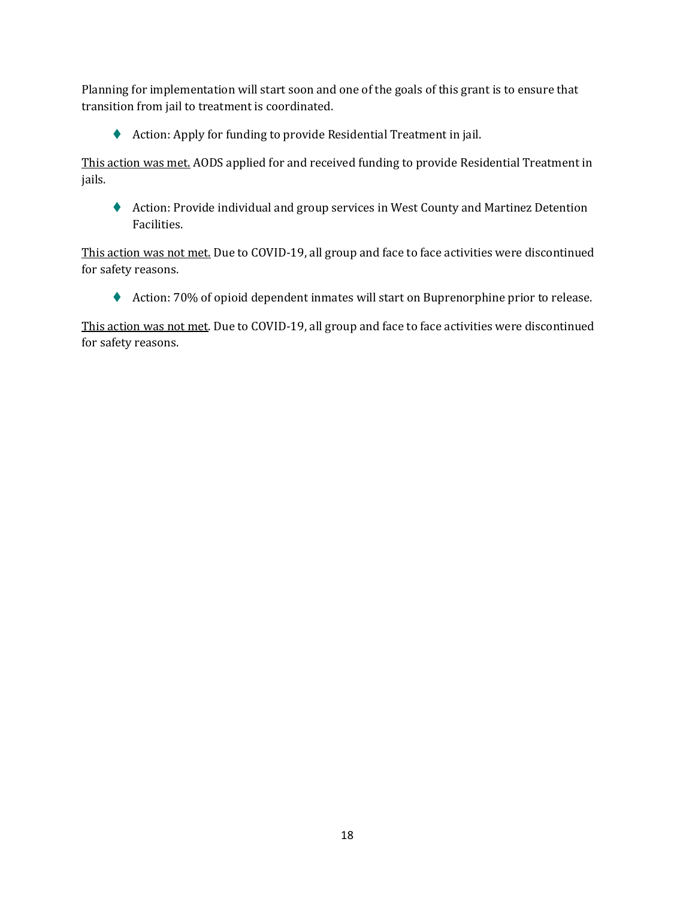Planning for implementation will start soon and one of the goals of this grant is to ensure that transition from jail to treatment is coordinated.

- Action: Apply for funding to provide Residential Treatment in jail.

<u>This action was met.</u> AODS applied for and received funding to provide Residential Treatment in jails.

- Action: Provide individual and group services in West County and Martinez Detention Facilities.

<u>This action was not met.</u> Due to COVID-19, all group and face to face activities were discontinued for safety reasons.

- Action: 70% of opioid dependent inmates will start on Buprenorphine prior to release.

<u>This action was not met</u>. Due to COVID-19, all group and face to face activities were discontinued for safety reasons.